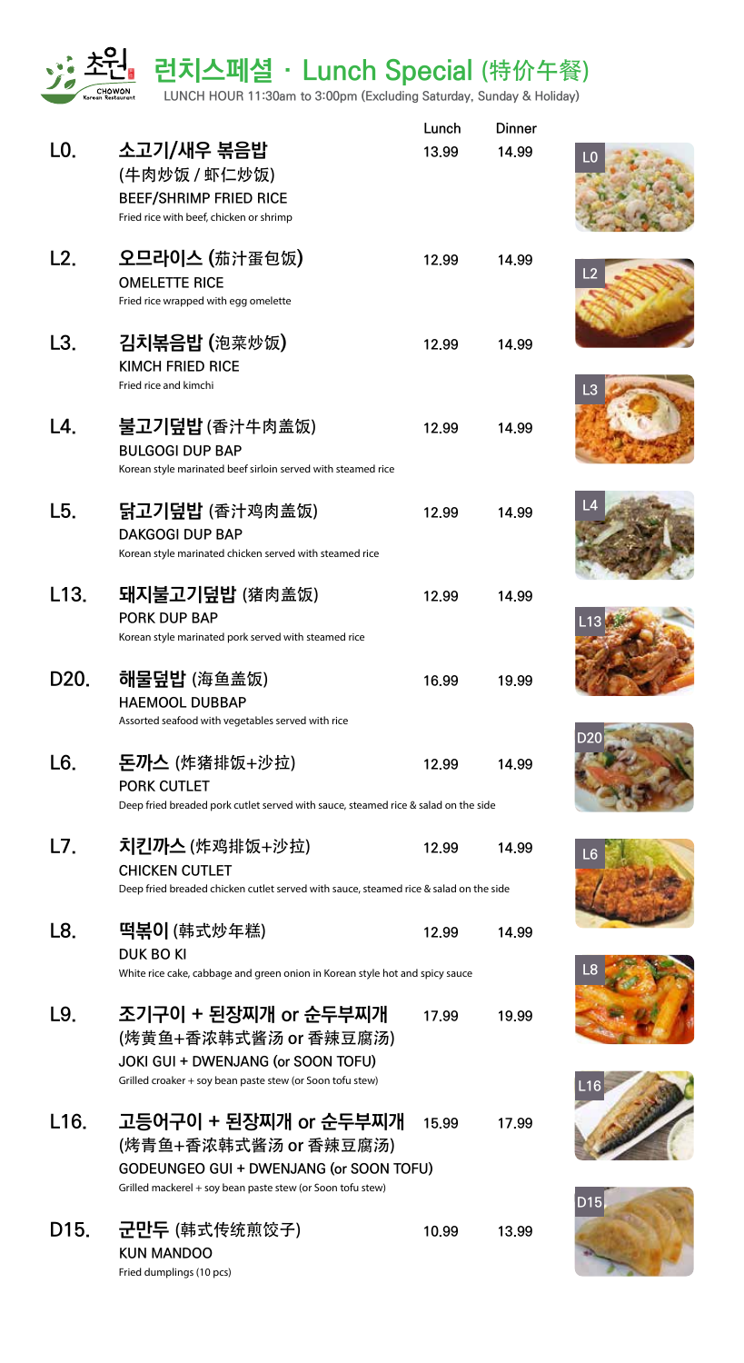# 초원 CHOWON Korean Restaurant

## 런치스페셜 · Lunch Special (特价午餐)

LUNCH HOUR 11:30am to 3:00pm (Excluding Saturday, Sunday & Holiday)

| | Item | Lunch | Dinner |
|---|---|---|---|
| L0. | **소고기/새우 볶음밥** (牛肉炒饭 / 虾仁炒饭) BEEF/SHRIMP FRIED RICE — Fried rice with beef, chicken or shrimp | 13.99 | 14.99 |
| L2. | **오므라이스 (茄汁蛋包饭)** OMELETTE RICE — Fried rice wrapped with egg omelette | 12.99 | 14.99 |
| L3. | **김치볶음밥 (泡菜炒饭)** KIMCH FRIED RICE — Fried rice and kimchi | 12.99 | 14.99 |
| L4. | **불고기덮밥** (香汁牛肉盖饭) BULGOGI DUP BAP — Korean style marinated beef sirloin served with steamed rice | 12.99 | 14.99 |
| L5. | **닭고기덮밥** (香汁鸡肉盖饭) DAKGOGI DUP BAP — Korean style marinated chicken served with steamed rice | 12.99 | 14.99 |
| L13. | **돼지불고기덮밥** (猪肉盖饭) PORK DUP BAP — Korean style marinated pork served with steamed rice | 12.99 | 14.99 |
| D20. | **해물덮밥** (海鱼盖饭) HAEMOOL DUBBAP — Assorted seafood with vegetables served with rice | 16.99 | 19.99 |
| L6. | **돈까스** (炸猪排饭+沙拉) PORK CUTLET — Deep fried breaded pork cutlet served with sauce, steamed rice & salad on the side | 12.99 | 14.99 |
| L7. | **치킨까스** (炸鸡排饭+沙拉) CHICKEN CUTLET — Deep fried breaded chicken cutlet served with sauce, steamed rice & salad on the side | 12.99 | 14.99 |
| L8. | **떡볶이** (韩式炒年糕) DUK BO KI — White rice cake, cabbage and green onion in Korean style hot and spicy sauce | 12.99 | 14.99 |
| L9. | **조기구이 + 된장찌개 or 순두부찌개** (烤黄鱼+香浓韩式酱汤 or 香辣豆腐汤) JOKI GUI + DWENJANG (or SOON TOFU) — Grilled croaker + soy bean paste stew (or Soon tofu stew) | 17.99 | 19.99 |
| L16. | **고등어구이 + 된장찌개 or 순두부찌개** (烤青鱼+香浓韩式酱汤 or 香辣豆腐汤) GODEUNGEO GUI + DWENJANG (or SOON TOFU) — Grilled mackerel + soy bean paste stew (or Soon tofu stew) | 15.99 | 17.99 |
| D15. | **군만두** (韩式传统煎饺子) KUN MANDOO — Fried dumplings (10 pcs) | 10.99 | 13.99 |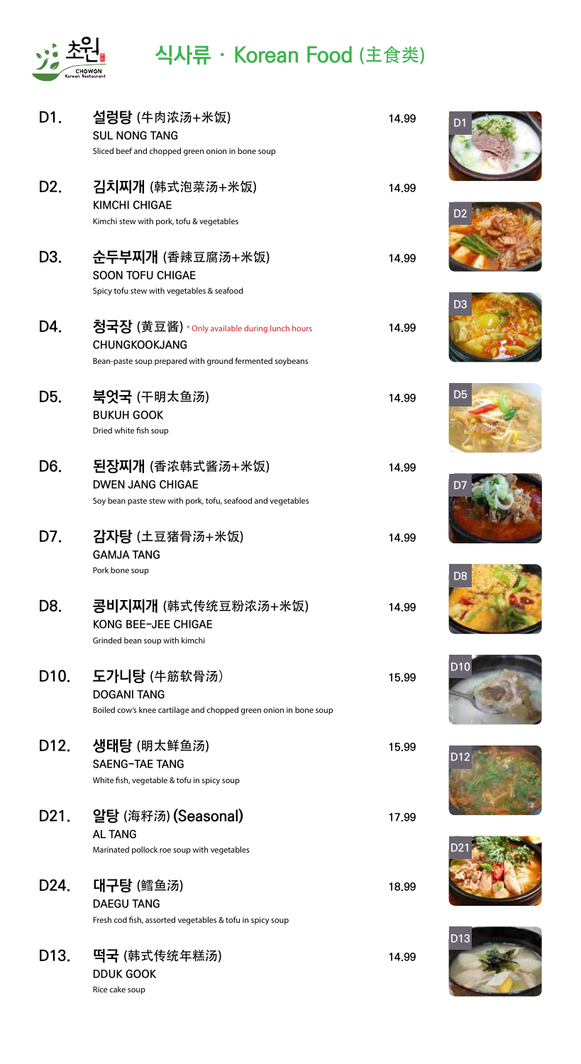# 식사류 · Korean Food (主食类)

**D1. 설렁탕 (牛肉浓汤+米饭)** — 14.99
SUL NONG TANG
Sliced beef and chopped green onion in bone soup

**D2. 김치찌개 (韩式泡菜汤+米饭)** — 14.99
KIMCHI CHIGAE
Kimchi stew with pork, tofu & vegetables

**D3. 순두부찌개 (香辣豆腐汤+米饭)** — 14.99
SOON TOFU CHIGAE
Spicy tofu stew with vegetables & seafood

**D4. 청국장 (黄豆酱)** * Only available during lunch hours — 14.99
CHUNGKOOKJANG
Bean-paste soup prepared with ground fermented soybeans

**D5. 북엇국 (干明太鱼汤)** — 14.99
BUKUH GOOK
Dried white fish soup

**D6. 된장찌개 (香浓韩式酱汤+米饭)** — 14.99
DWEN JANG CHIGAE
Soy bean paste stew with pork, tofu, seafood and vegetables

**D7. 감자탕 (土豆猪骨汤+米饭)** — 14.99
GAMJA TANG
Pork bone soup

**D8. 콩비지찌개 (韩式传统豆粉浓汤+米饭)** — 14.99
KONG BEE-JEE CHIGAE
Grinded bean soup with kimchi

**D10. 도가니탕 (牛筋软骨汤)** — 15.99
DOGANI TANG
Boiled cow's knee cartilage and chopped green onion in bone soup

**D12. 생태탕 (明太鲜鱼汤)** — 15.99
SAENG-TAE TANG
White fish, vegetable & tofu in spicy soup

**D21. 알탕 (海籽汤) (Seasonal)** — 17.99
AL TANG
Marinated pollock roe soup with vegetables

**D24. 대구탕 (鳕鱼汤)** — 18.99
DAEGU TANG
Fresh cod fish, assorted vegetables & tofu in spicy soup

**D13. 떡국 (韩式传统年糕汤)** — 14.99
DDUK GOOK
Rice cake soup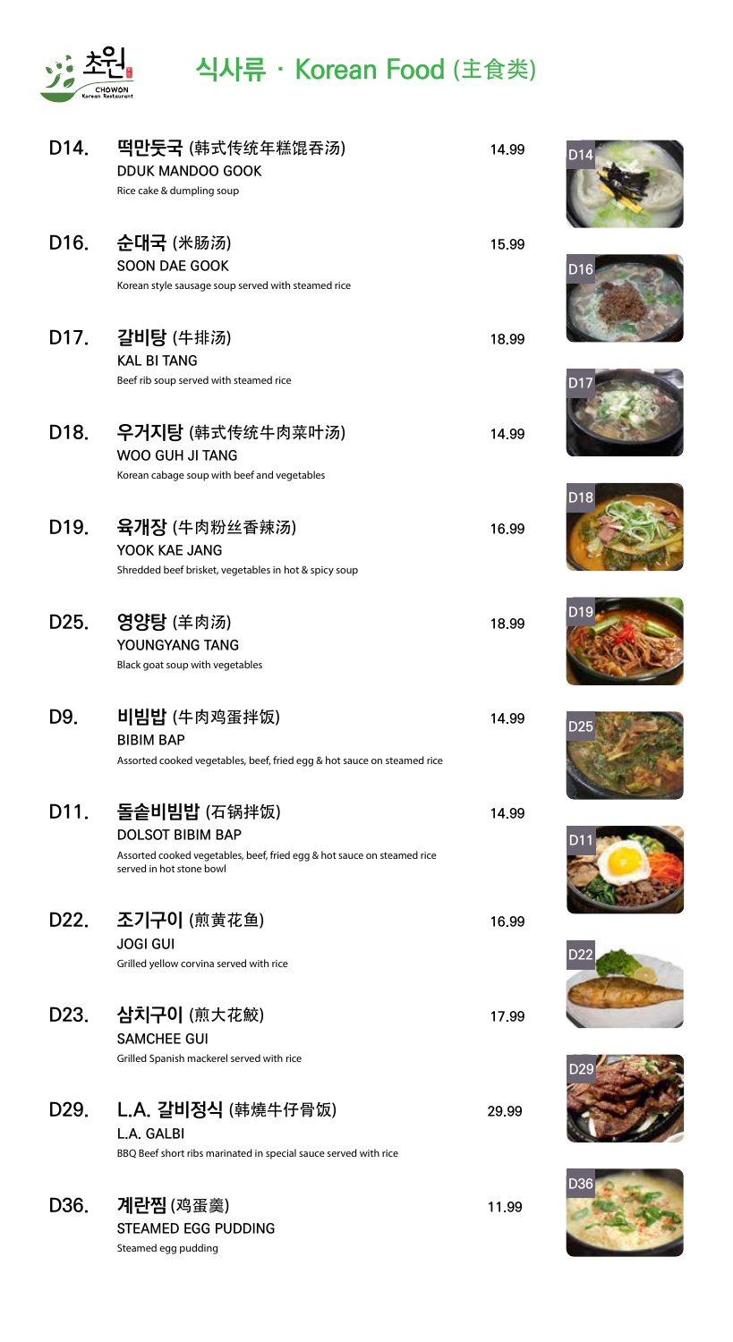# 초원 CHOWON Korean Restaurant

## 식사류 · Korean Food (主食类)

**D14. 떡만둣국 (韩式传统年糕馄吞汤)** — 14.99
DDUK MANDOO GOOK
Rice cake & dumpling soup

**D16. 순대국 (米肠汤)** — 15.99
SOON DAE GOOK
Korean style sausage soup served with steamed rice

**D17. 갈비탕 (牛排汤)** — 18.99
KAL BI TANG
Beef rib soup served with steamed rice

**D18. 우거지탕 (韩式传统牛肉菜叶汤)** — 14.99
WOO GUH JI TANG
Korean cabage soup with beef and vegetables

**D19. 육개장 (牛肉粉丝香辣汤)** — 16.99
YOOK KAE JANG
Shredded beef brisket, vegetables in hot & spicy soup

**D25. 영양탕 (羊肉汤)** — 18.99
YOUNGYANG TANG
Black goat soup with vegetables

**D9. 비빔밥 (牛肉鸡蛋拌饭)** — 14.99
BIBIM BAP
Assorted cooked vegetables, beef, fried egg & hot sauce on steamed rice

**D11. 돌솥비빔밥 (石锅拌饭)** — 14.99
DOLSOT BIBIM BAP
Assorted cooked vegetables, beef, fried egg & hot sauce on steamed rice served in hot stone bowl

**D22. 조기구이 (煎黄花鱼)** — 16.99
JOGI GUI
Grilled yellow corvina served with rice

**D23. 삼치구이 (煎大花鲛)** — 17.99
SAMCHEE GUI
Grilled Spanish mackerel served with rice

**D29. L.A. 갈비정식 (韩燒牛仔骨饭)** — 29.99
L.A. GALBI
BBQ Beef short ribs marinated in special sauce served with rice

**D36. 계란찜 (鸡蛋羹)** — 11.99
STEAMED EGG PUDDING
Steamed egg pudding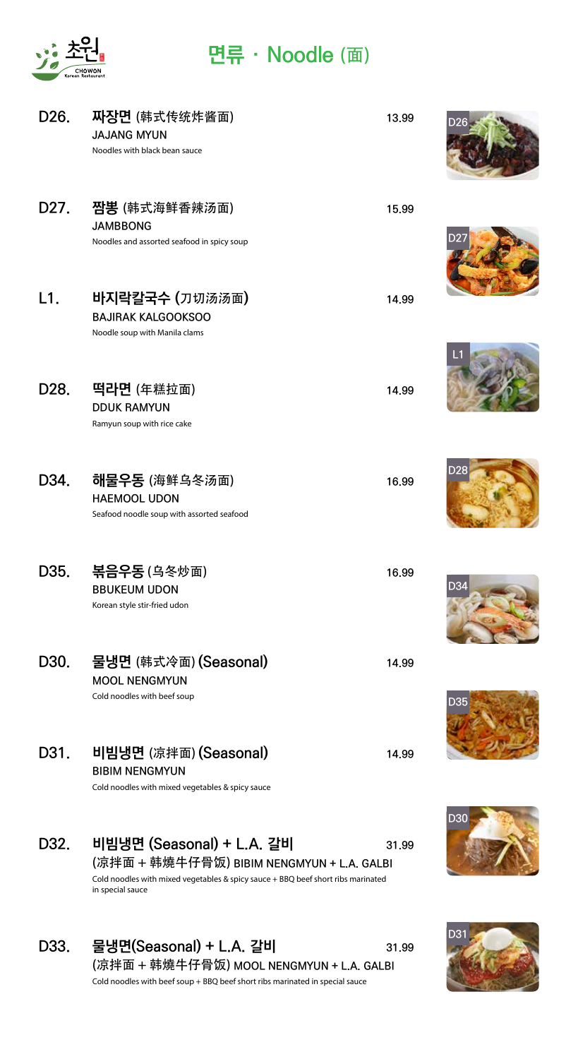초원 CHOWON Korean Restaurant

# 면류 · Noodle (面)

**D26. 짜장면** (韩式传统炸酱面) — 13.99
JAJANG MYUN
Noodles with black bean sauce

**D27. 짬뽕** (韩式海鲜香辣汤面) — 15.99
JAMBBONG
Noodles and assorted seafood in spicy soup

**L1. 바지락칼국수** (刀切汤汤面) — 14.99
BAJIRAK KALGOOKSOO
Noodle soup with Manila clams

**D28. 떡라면** (年糕拉面) — 14.99
DDUK RAMYUN
Ramyun soup with rice cake

**D34. 해물우동** (海鲜乌冬汤面) — 16.99
HAEMOOL UDON
Seafood noodle soup with assorted seafood

**D35. 볶음우동** (乌冬炒面) — 16.99
BBUKEUM UDON
Korean style stir-fried udon

**D30. 물냉면** (韩式冷面) **(Seasonal)** — 14.99
MOOL NENGMYUN
Cold noodles with beef soup

**D31. 비빔냉면** (凉拌面) **(Seasonal)** — 14.99
BIBIM NENGMYUN
Cold noodles with mixed vegetables & spicy sauce

**D32. 비빔냉면 (Seasonal) + L.A. 갈비** — 31.99
(凉拌面 + 韩燒牛仔骨饭) BIBIM NENGMYUN + L.A. GALBI
Cold noodles with mixed vegetables & spicy sauce + BBQ beef short ribs marinated in special sauce

**D33. 물냉면(Seasonal) + L.A. 갈비** — 31.99
(凉拌面 + 韩燒牛仔骨饭) MOOL NENGMYUN + L.A. GALBI
Cold noodles with beef soup + BBQ beef short ribs marinated in special sauce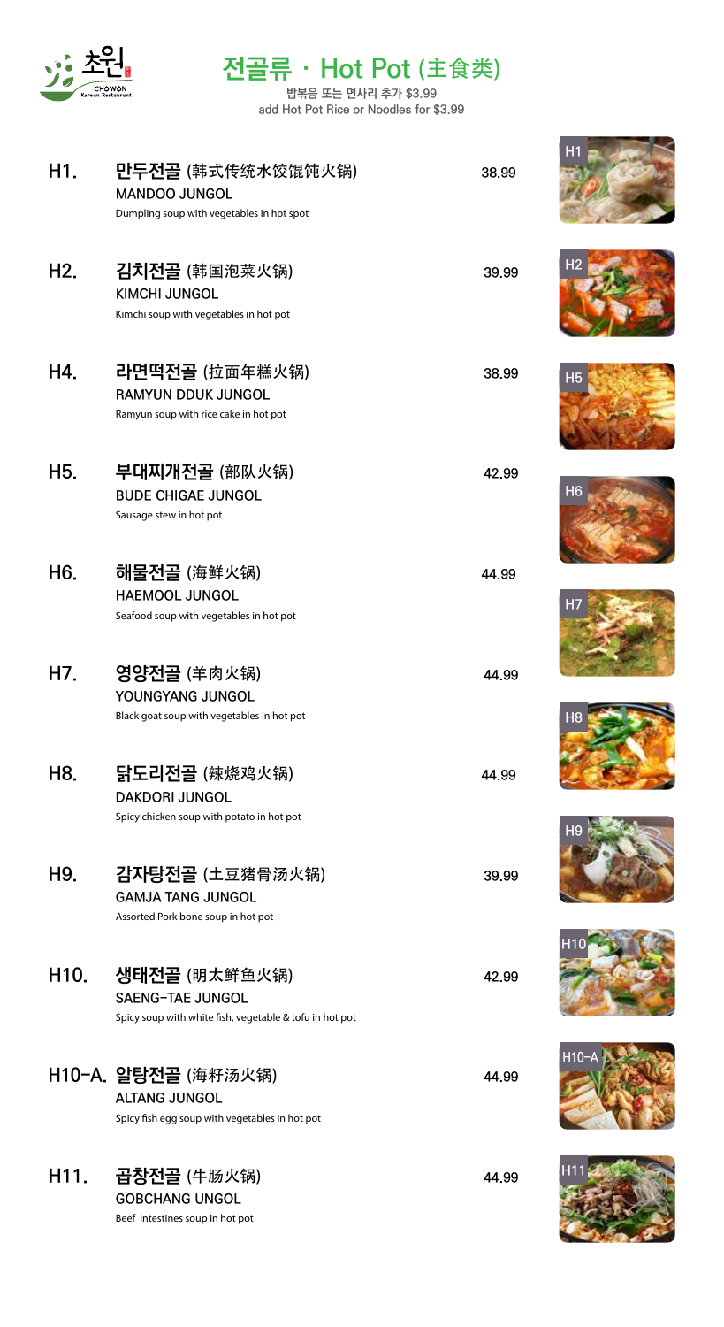초원 CHOWON Korean Restaurant

# 전골류 · Hot Pot (主食类)

밥볶음 또는 면사리 추가 $3.99
add Hot Pot Rice or Noodles for $3.99

**H1. 만두전골 (韩式传统水饺馄饨火锅)** 38.99
MANDOO JUNGOL
Dumpling soup with vegetables in hot spot

**H2. 김치전골 (韩国泡菜火锅)** 39.99
KIMCHI JUNGOL
Kimchi soup with vegetables in hot pot

**H4. 라면떡전골 (拉面年糕火锅)** 38.99
RAMYUN DDUK JUNGOL
Ramyun soup with rice cake in hot pot

**H5. 부대찌개전골 (部队火锅)** 42.99
BUDE CHIGAE JUNGOL
Sausage stew in hot pot

**H6. 해물전골 (海鲜火锅)** 44.99
HAEMOOL JUNGOL
Seafood soup with vegetables in hot pot

**H7. 영양전골 (羊肉火锅)** 44.99
YOUNGYANG JUNGOL
Black goat soup with vegetables in hot pot

**H8. 닭도리전골 (辣烧鸡火锅)** 44.99
DAKDORI JUNGOL
Spicy chicken soup with potato in hot pot

**H9. 감자탕전골 (土豆猪骨汤火锅)** 39.99
GAMJA TANG JUNGOL
Assorted Pork bone soup in hot pot

**H10. 생태전골 (明太鲜鱼火锅)** 42.99
SAENG-TAE JUNGOL
Spicy soup with white fish, vegetable & tofu in hot pot

**H10-A. 알탕전골 (海籽汤火锅)** 44.99
ALTANG JUNGOL
Spicy fish egg soup with vegetables in hot pot

**H11. 곱창전골 (牛肠火锅)** 44.99
GOBCHANG UNGOL
Beef intestines soup in hot pot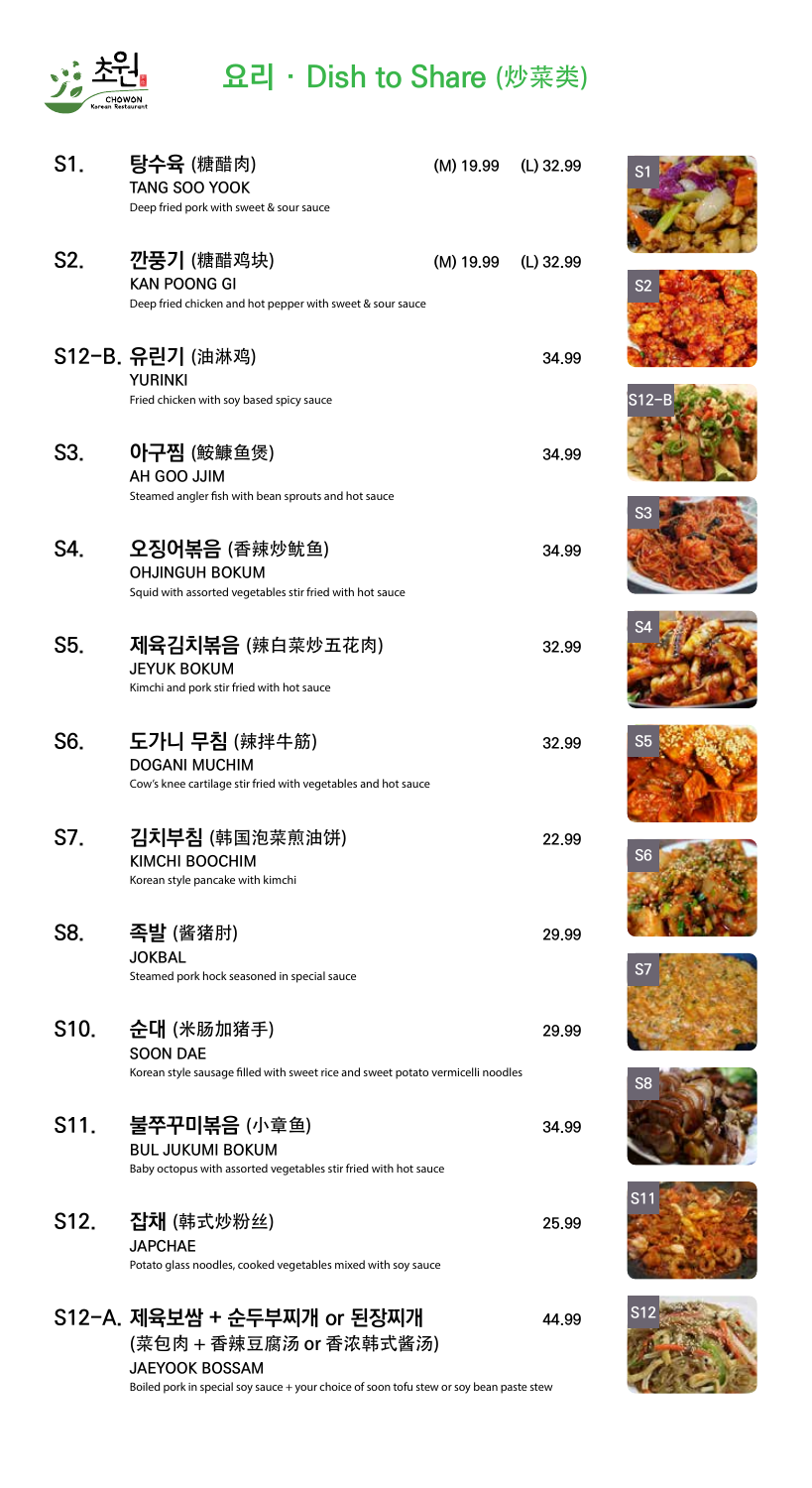# 요리 · Dish to Share (炒菜类)

CHOWON Korean Restaurant

**S1. 탕수육 (糖醋肉)** (M) 19.99 (L) 32.99
TANG SOO YOOK
Deep fried pork with sweet & sour sauce

**S2. 깐풍기 (糖醋鸡块)** (M) 19.99 (L) 32.99
KAN POONG GI
Deep fried chicken and hot pepper with sweet & sour sauce

**S12-B. 유린기 (油淋鸡)** 34.99
YURINKI
Fried chicken with soy based spicy sauce

**S3. 아구찜 (鮟鱇鱼煲)** 34.99
AH GOO JJIM
Steamed angler fish with bean sprouts and hot sauce

**S4. 오징어볶음 (香辣炒鱿鱼)** 34.99
OHJINGUH BOKUM
Squid with assorted vegetables stir fried with hot sauce

**S5. 제육김치볶음 (辣白菜炒五花肉)** 32.99
JEYUK BOKUM
Kimchi and pork stir fried with hot sauce

**S6. 도가니 무침 (辣拌牛筋)** 32.99
DOGANI MUCHIM
Cow's knee cartilage stir fried with vegetables and hot sauce

**S7. 김치부침 (韩国泡菜煎油饼)** 22.99
KIMCHI BOOCHIM
Korean style pancake with kimchi

**S8. 족발 (酱猪肘)** 29.99
JOKBAL
Steamed pork hock seasoned in special sauce

**S10. 순대 (米肠加猪手)** 29.99
SOON DAE
Korean style sausage filled with sweet rice and sweet potato vermicelli noodles

**S11. 불쭈꾸미볶음 (小章鱼)** 34.99
BUL JUKUMI BOKUM
Baby octopus with assorted vegetables stir fried with hot sauce

**S12. 잡채 (韩式炒粉丝)** 25.99
JAPCHAE
Potato glass noodles, cooked vegetables mixed with soy sauce

**S12-A. 제육보쌈 + 순두부찌개 or 된장찌개 (菜包肉 + 香辣豆腐汤 or 香浓韩式酱汤)** 44.99
JAEYOOK BOSSAM
Boiled pork in special soy sauce + your choice of soon tofu stew or soy bean paste stew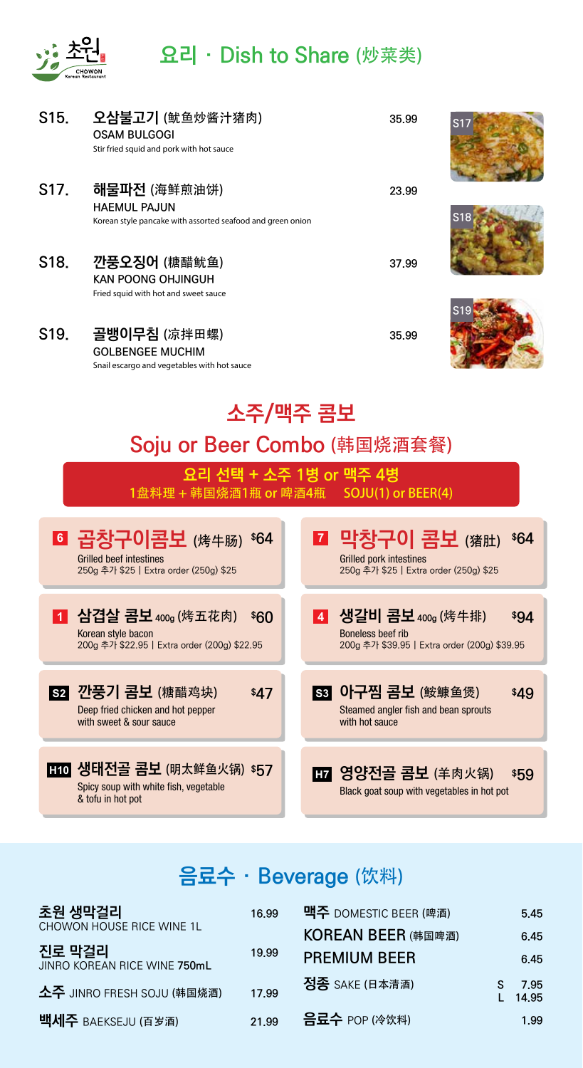## 요리 · Dish to Share (炒菜类)

**S15. 오삼불고기 (鱿鱼炒酱汁猪肉)** 35.99
OSAM BULGOGI
Stir fried squid and pork with hot sauce

**S17. 해물파전 (海鲜煎油饼)** 23.99
HAEMUL PAJUN
Korean style pancake with assorted seafood and green onion

**S18. 깐풍오징어 (糖醋鱿鱼)** 37.99
KAN POONG OHJINGUH
Fried squid with hot and sweet sauce

**S19. 골뱅이무침 (凉拌田螺)** 35.99
GOLBENGEE MUCHIM
Snail escargo and vegetables with hot sauce

S17

S18

S19

# 소주/맥주 콤보

## Soju or Beer Combo (韩国烧酒套餐)

**요리 선택 + 소주 1병 or 맥주 4병**
1盘料理 + 韩国烧酒1瓶 or 啤酒4瓶 SOJU(1) or BEER(4)

**6 곱창구이콤보 (烤牛肠) $64**
Grilled beef intestines
250g 추가 $25 | Extra order (250g) $25

**7 막창구이 콤보 (猪肚) $64**
Grilled pork intestines
250g 추가 $25 | Extra order (250g) $25

**1 삼겹살 콤보 400g (烤五花肉) $60**
Korean style bacon
200g 추가 $22.95 | Extra order (200g) $22.95

**4 생갈비 콤보 400g (烤牛排) $94**
Boneless beef rib
200g 추가 $39.95 | Extra order (200g) $39.95

**S2 깐풍기 콤보 (糖醋鸡块) $47**
Deep fried chicken and hot pepper with sweet & sour sauce

**S3 아구찜 콤보 (鮟鱇鱼煲) $49**
Steamed angler fish and bean sprouts with hot sauce

**H10 생태전골 콤보 (明太鲜鱼火锅) $57**
Spicy soup with white fish, vegetable & tofu in hot pot

**H7 영양전골 콤보 (羊肉火锅) $59**
Black goat soup with vegetables in hot pot

## 음료수 · Beverage (饮料)

| Item | Price |
|---|---|
| **초원 생막걸리** CHOWON HOUSE RICE WINE 1L | 16.99 |
| **진로 막걸리** JINRO KOREAN RICE WINE 750mL | 19.99 |
| **소주** JINRO FRESH SOJU (韩国烧酒) | 17.99 |
| **백세주** BAEKSEJU (百岁酒) | 21.99 |
| **맥주** DOMESTIC BEER (啤酒) | 5.45 |
| KOREAN BEER (韩国啤酒) | 6.45 |
| PREMIUM BEER | 6.45 |
| **정종** SAKE (日本清酒) | S 7.95 / L 14.95 |
| **음료수** POP (冷饮料) | 1.99 |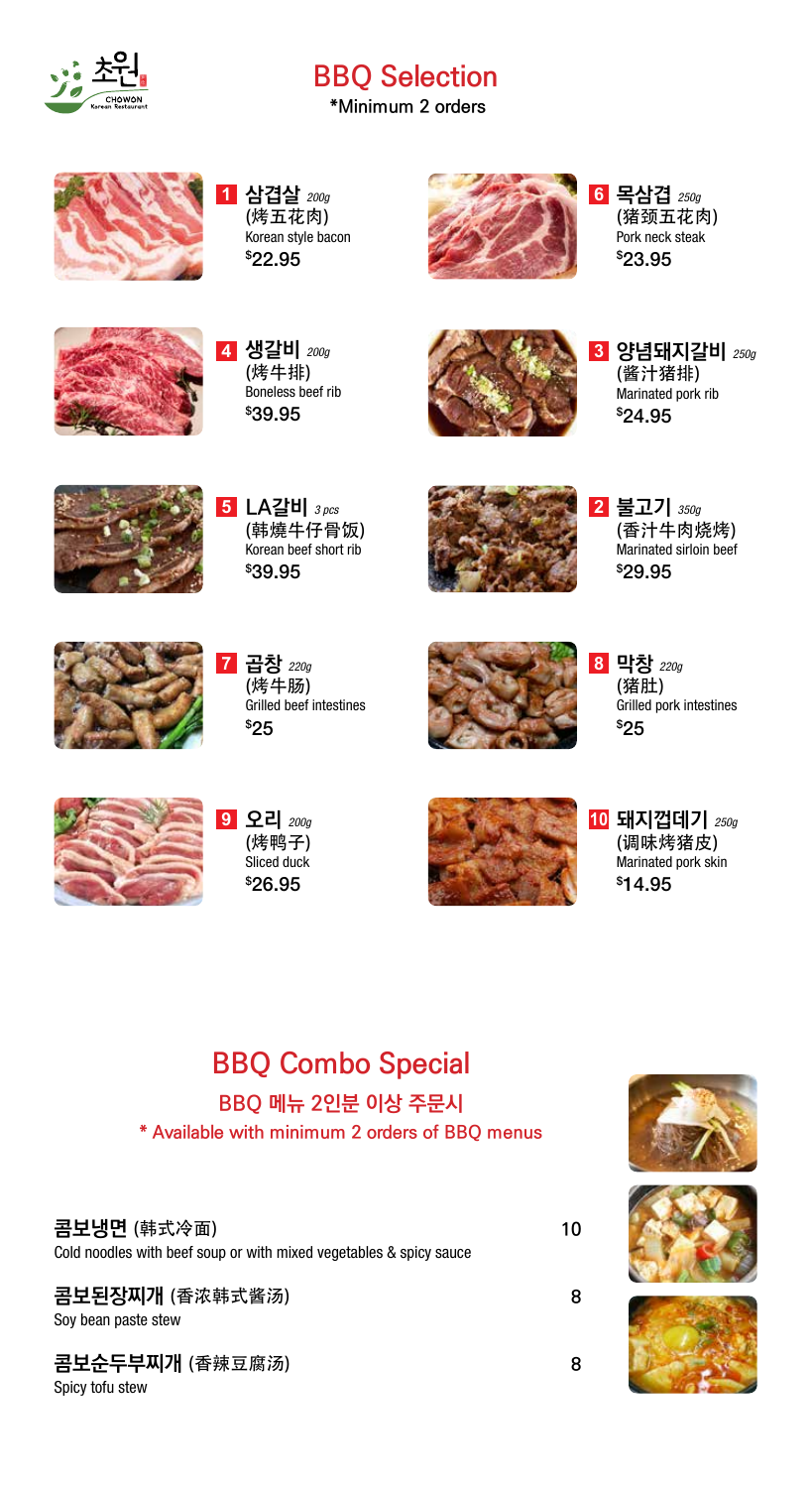# BBQ Selection

*Minimum 2 orders

**1 삼겹살** *200g*
(烤五花肉)
Korean style bacon
$22.95

**6 목삼겹** *250g*
(猪颈五花肉)
Pork neck steak
$23.95

**4 생갈비** *200g*
(烤牛排)
Boneless beef rib
$39.95

**3 양념돼지갈비** *250g*
(酱汁猪排)
Marinated pork rib
$24.95

**5 LA갈비** *3 pcs*
(韩燒牛仔骨饭)
Korean beef short rib
$39.95

**2 불고기** *350g*
(香汁牛肉烧烤)
Marinated sirloin beef
$29.95

**7 곱창** *220g*
(烤牛肠)
Grilled beef intestines
$25

**8 막창** *220g*
(猪肚)
Grilled pork intestines
$25

**9 오리** *200g*
(烤鸭子)
Sliced duck
$26.95

**10 돼지껍데기** *250g*
(调味烤猪皮)
Marinated pork skin
$14.95

# BBQ Combo Special

## BBQ 메뉴 2인분 이상 주문시

\* Available with minimum 2 orders of BBQ menus

**콤보냉면** (韩式冷面) — 10
Cold noodles with beef soup or with mixed vegetables & spicy sauce

**콤보된장찌개** (香浓韩式酱汤) — 8
Soy bean paste stew

**콤보순두부찌개** (香辣豆腐汤) — 8
Spicy tofu stew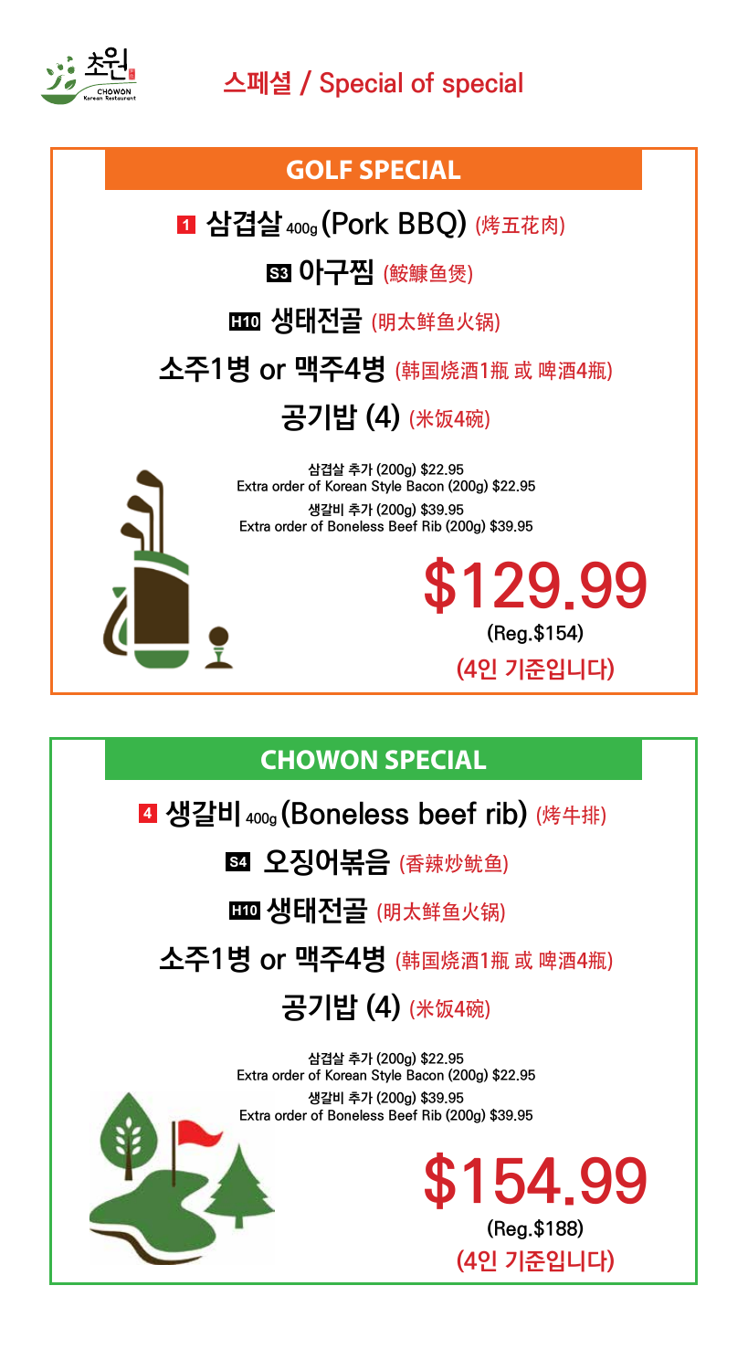# 초원 CHOWON Korean Restaurant

## 스페셜 / Special of special

### GOLF SPECIAL

**1** 삼겹살 400g (Pork BBQ) (烤五花肉)

**S3** 아구찜 (鮟鱇鱼煲)

**H10** 생태전골 (明太鲜鱼火锅)

소주1병 or 맥주4병 (韩国烧酒1瓶 或 啤酒4瓶)

공기밥 (4) (米饭4碗)

삼겹살 추가 (200g) $22.95
Extra order of Korean Style Bacon (200g) $22.95

생갈비 추가 (200g) $39.95
Extra order of Boneless Beef Rib (200g) $39.95

**$129.99**

(Reg.$154)

(4인 기준입니다)

### CHOWON SPECIAL

**4** 생갈비 400g (Boneless beef rib) (烤牛排)

**S4** 오징어볶음 (香辣炒鱿鱼)

**H10** 생태전골 (明太鲜鱼火锅)

소주1병 or 맥주4병 (韩国烧酒1瓶 或 啤酒4瓶)

공기밥 (4) (米饭4碗)

삼겹살 추가 (200g) $22.95
Extra order of Korean Style Bacon (200g) $22.95

생갈비 추가 (200g) $39.95
Extra order of Boneless Beef Rib (200g) $39.95

**$154.99**

(Reg.$188)

(4인 기준입니다)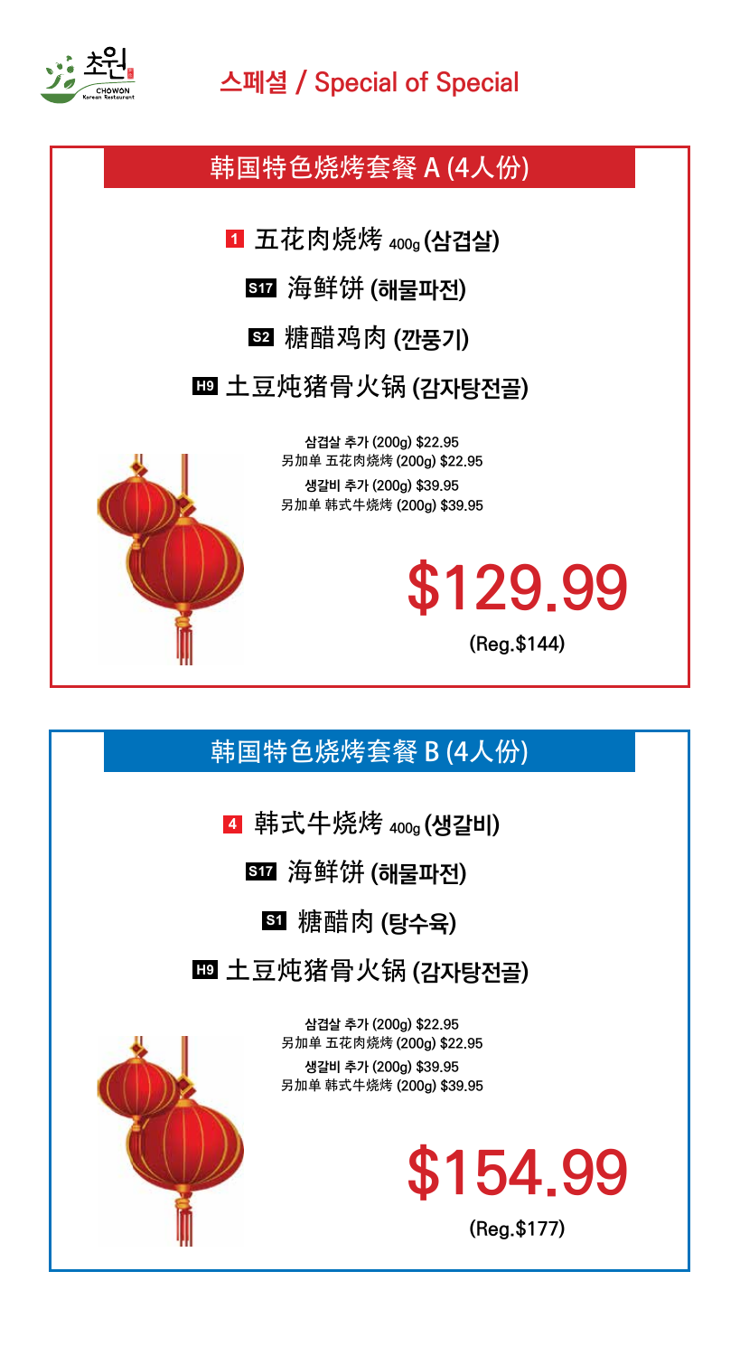초원 CHOWON Korean Restaurant

# 스페셜 / Special of Special

## 韩国特色烧烤套餐 A (4人份)

**1** 五花肉烧烤 400g (삼겹살)

**S17** 海鲜饼 (해물파전)

**S2** 糖醋鸡肉 (깐풍기)

**H9** 土豆炖猪骨火锅 (감자탕전골)

삼겹살 추가 (200g) $22.95
另加单 五花肉烧烤 (200g) $22.95

생갈비 추가 (200g) $39.95
另加单 韩式牛烧烤 (200g) $39.95

**$129.99**

(Reg.$144)

## 韩国特色烧烤套餐 B (4人份)

**4** 韩式牛烧烤 400g (생갈비)

**S17** 海鲜饼 (해물파전)

**S1** 糖醋肉 (탕수육)

**H9** 土豆炖猪骨火锅 (감자탕전골)

삼겹살 추가 (200g) $22.95
另加单 五花肉烧烤 (200g) $22.95

생갈비 추가 (200g) $39.95
另加单 韩式牛烧烤 (200g) $39.95

**$154.99**

(Reg.$177)